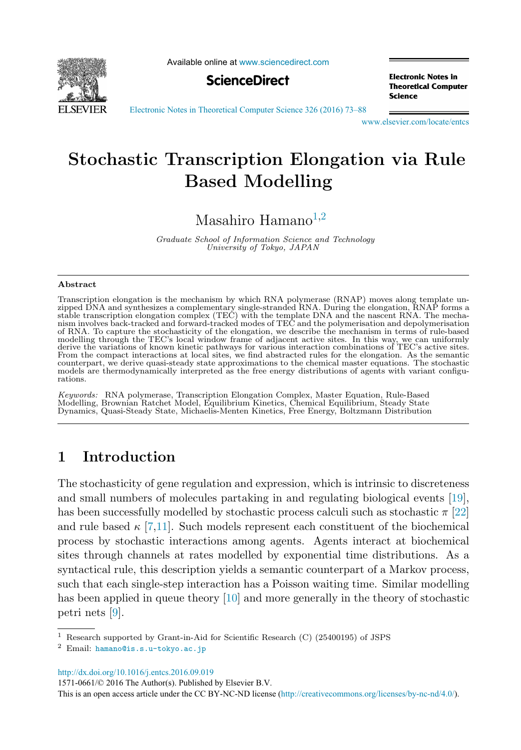# Stochastic Transcription Elongation via Rule Based Modelling

Masahiro Hamano[1,2]

*Graduate School of Information Science and Technology*
*University of Tokyo, JAPAN*

## Abstract

Transcription elongation is the mechanism by which RNA polymerase (RNAP) moves along template unzipped DNA and synthesizes a complementary single-stranded RNA. During the elongation, RNAP forms a stable transcription elongation complex (TEC) with the template DNA and the nascent RNA. The mechanism involves back-tracked and forward-tracked modes of TEC and the polymerisation and depolymerisation of RNA. To capture the stochasticity of the elongation, we describe the mechanism in terms of rule-based modelling through the TEC's local window frame of adjacent active sites. In this way, we can uniformly derive the variations of known kinetic pathways for various interaction combinations of TEC's active sites. From the compact interactions at local sites, we find abstracted rules for the elongation. As the semantic counterpart, we derive quasi-steady state approximations to the chemical master equations. The stochastic models are thermodynamically interpreted as the free energy distributions of agents with variant configurations.

*Keywords:* RNA polymerase, Transcription Elongation Complex, Master Equation, Rule-Based Modelling, Brownian Ratchet Model, Equilibrium Kinetics, Chemical Equilibrium, Steady State Dynamics, Quasi-Steady State, Michaelis-Menten Kinetics, Free Energy, Boltzmann Distribution

## 1 Introduction

The stochasticity of gene regulation and expression, which is intrinsic to discreteness and small numbers of molecules partaking in and regulating biological events [19], has been successfully modelled by stochastic process calculi such as stochastic $\pi$ [22] and rule based $\kappa$ [7,11]. Such models represent each constituent of the biochemical process by stochastic interactions among agents. Agents interact at biochemical sites through channels at rates modelled by exponential time distributions. As a syntactical rule, this description yields a semantic counterpart of a Markov process, such that each single-step interaction has a Poisson waiting time. Similar modelling has been applied in queue theory [10] and more generally in the theory of stochastic petri nets [9].

---

[1] Research supported by Grant-in-Aid for Scientific Research (C) (25400195) of JSPS

[2] Email: hamano@is.s.u-tokyo.ac.jp

http://dx.doi.org/10.1016/j.entcs.2016.09.019
1571-0661/© 2016 The Author(s). Published by Elsevier B.V.
This is an open access article under the CC BY-NC-ND license (http://creativecommons.org/licenses/by-nc-nd/4.0/).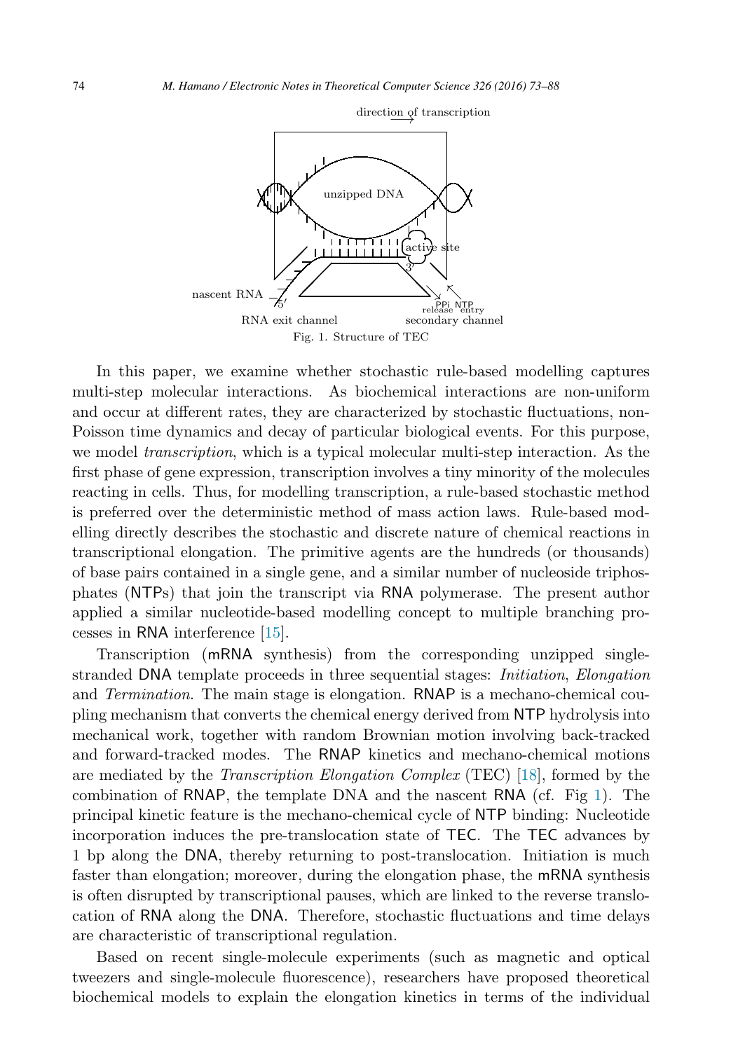Fig. 1. Structure of TEC

In this paper, we examine whether stochastic rule-based modelling captures multi-step molecular interactions. As biochemical interactions are non-uniform and occur at different rates, they are characterized by stochastic fluctuations, non-Poisson time dynamics and decay of particular biological events. For this purpose, we model *transcription*, which is a typical molecular multi-step interaction. As the first phase of gene expression, transcription involves a tiny minority of the molecules reacting in cells. Thus, for modelling transcription, a rule-based stochastic method is preferred over the deterministic method of mass action laws. Rule-based modelling directly describes the stochastic and discrete nature of chemical reactions in transcriptional elongation. The primitive agents are the hundreds (or thousands) of base pairs contained in a single gene, and a similar number of nucleoside triphosphates (NTPs) that join the transcript via RNA polymerase. The present author applied a similar nucleotide-based modelling concept to multiple branching processes in RNA interference [15].

Transcription (mRNA synthesis) from the corresponding unzipped single-stranded DNA template proceeds in three sequential stages: *Initiation*, *Elongation* and *Termination*. The main stage is elongation. RNAP is a mechano-chemical coupling mechanism that converts the chemical energy derived from NTP hydrolysis into mechanical work, together with random Brownian motion involving back-tracked and forward-tracked modes. The RNAP kinetics and mechano-chemical motions are mediated by the *Transcription Elongation Complex* (TEC) [18], formed by the combination of RNAP, the template DNA and the nascent RNA (cf. Fig 1). The principal kinetic feature is the mechano-chemical cycle of NTP binding: Nucleotide incorporation induces the pre-translocation state of TEC. The TEC advances by 1 bp along the DNA, thereby returning to post-translocation. Initiation is much faster than elongation; moreover, during the elongation phase, the mRNA synthesis is often disrupted by transcriptional pauses, which are linked to the reverse translocation of RNA along the DNA. Therefore, stochastic fluctuations and time delays are characteristic of transcriptional regulation.

Based on recent single-molecule experiments (such as magnetic and optical tweezers and single-molecule fluorescence), researchers have proposed theoretical biochemical models to explain the elongation kinetics in terms of the individual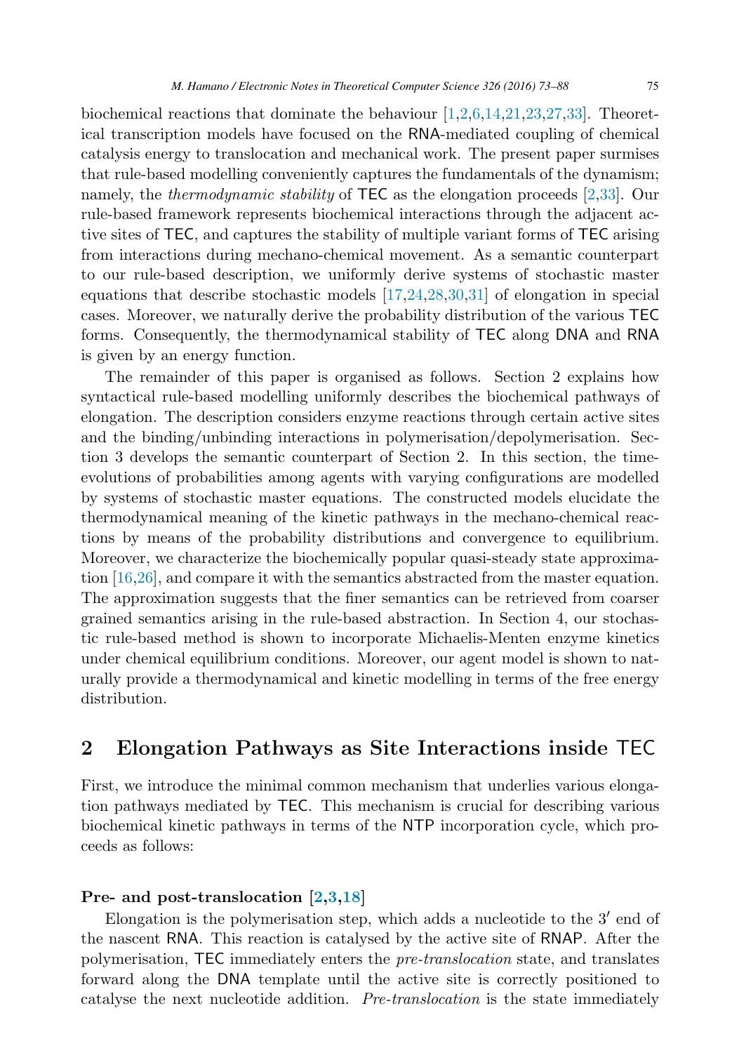biochemical reactions that dominate the behaviour [1,2,6,14,21,23,27,33]. Theoretical transcription models have focused on the RNA-mediated coupling of chemical catalysis energy to translocation and mechanical work. The present paper surmises that rule-based modelling conveniently captures the fundamentals of the dynamism; namely, the *thermodynamic stability* of TEC as the elongation proceeds [2,33]. Our rule-based framework represents biochemical interactions through the adjacent active sites of TEC, and captures the stability of multiple variant forms of TEC arising from interactions during mechano-chemical movement. As a semantic counterpart to our rule-based description, we uniformly derive systems of stochastic master equations that describe stochastic models [17,24,28,30,31] of elongation in special cases. Moreover, we naturally derive the probability distribution of the various TEC forms. Consequently, the thermodynamical stability of TEC along DNA and RNA is given by an energy function.

The remainder of this paper is organised as follows. Section 2 explains how syntactical rule-based modelling uniformly describes the biochemical pathways of elongation. The description considers enzyme reactions through certain active sites and the binding/unbinding interactions in polymerisation/depolymerisation. Section 3 develops the semantic counterpart of Section 2. In this section, the time-evolutions of probabilities among agents with varying configurations are modelled by systems of stochastic master equations. The constructed models elucidate the thermodynamical meaning of the kinetic pathways in the mechano-chemical reactions by means of the probability distributions and convergence to equilibrium. Moreover, we characterize the biochemically popular quasi-steady state approximation [16,26], and compare it with the semantics abstracted from the master equation. The approximation suggests that the finer semantics can be retrieved from coarser grained semantics arising in the rule-based abstraction. In Section 4, our stochastic rule-based method is shown to incorporate Michaelis-Menten enzyme kinetics under chemical equilibrium conditions. Moreover, our agent model is shown to naturally provide a thermodynamical and kinetic modelling in terms of the free energy distribution.

## 2 Elongation Pathways as Site Interactions inside TEC

First, we introduce the minimal common mechanism that underlies various elongation pathways mediated by TEC. This mechanism is crucial for describing various biochemical kinetic pathways in terms of the NTP incorporation cycle, which proceeds as follows:

#### Pre- and post-translocation [2,3,18]

Elongation is the polymerisation step, which adds a nucleotide to the $3'$ end of the nascent RNA. This reaction is catalysed by the active site of RNAP. After the polymerisation, TEC immediately enters the *pre-translocation* state, and translates forward along the DNA template until the active site is correctly positioned to catalyse the next nucleotide addition. *Pre-translocation* is the state immediately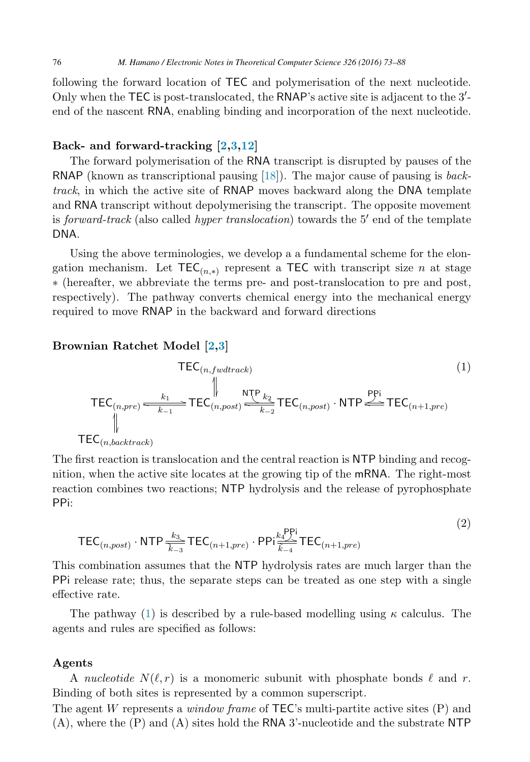following the forward location of TEC and polymerisation of the next nucleotide. Only when the TEC is post-translocated, the RNAP's active site is adjacent to the 3′-end of the nascent RNA, enabling binding and incorporation of the next nucleotide.

**Back- and forward-tracking [2,3,12]**

The forward polymerisation of the RNA transcript is disrupted by pauses of the RNAP (known as transcriptional pausing [18]). The major cause of pausing is *back-track*, in which the active site of RNAP moves backward along the DNA template and RNA transcript without depolymerising the transcript. The opposite movement is *forward-track* (also called *hyper translocation*) towards the 5′ end of the template DNA.

Using the above terminologies, we develop a a fundamental scheme for the elongation mechanism. Let $\mathsf{TEC}_{(n,*)}$ represent a TEC with transcript size $n$ at stage $*$ (hereafter, we abbreviate the terms pre- and post-translocation to pre and post, respectively). The pathway converts chemical energy into the mechanical energy required to move RNAP in the backward and forward directions

**Brownian Ratchet Model [2,3]**

$$
\begin{array}{ccccccc}
 & & \mathsf{TEC}_{(n,fwdtrack)} & & & & \\
 & & \Updownarrow & & & & \\
\mathsf{TEC}_{(n,pre)} & \underset{k_{-1}}{\overset{k_1}{\rightleftharpoons}} & \mathsf{TEC}_{(n,post)} & \underset{k_{-2}}{\overset{\mathsf{NTP}\ k_2}{\rightleftharpoons}} & \mathsf{TEC}_{(n,post)}\cdot\mathsf{NTP} & \overset{\mathsf{PPi}}{\rightleftharpoons} & \mathsf{TEC}_{(n+1,pre)} \\
\Updownarrow & & & & & & \\
\mathsf{TEC}_{(n,backtrack)} & & & & & &
\end{array}
\tag{1}
$$

The first reaction is translocation and the central reaction is NTP binding and recognition, when the active site locates at the growing tip of the mRNA. The right-most reaction combines two reactions; NTP hydrolysis and the release of pyrophosphate PPi:

$$
\mathsf{TEC}_{(n,post)}\cdot\mathsf{NTP} \underset{k_{-3}}{\overset{k_3}{\rightleftharpoons}} \mathsf{TEC}_{(n+1,pre)}\cdot\mathsf{PPi} \underset{k_{-4}}{\overset{k_4\ \mathsf{PPi}}{\rightleftharpoons}} \mathsf{TEC}_{(n+1,pre)}
\tag{2}
$$

This combination assumes that the NTP hydrolysis rates are much larger than the PPi release rate; thus, the separate steps can be treated as one step with a single effective rate.

The pathway (1) is described by a rule-based modelling using $\kappa$ calculus. The agents and rules are specified as follows:

**Agents**

A *nucleotide* $N(\ell, r)$ is a monomeric subunit with phosphate bonds $\ell$ and $r$. Binding of both sites is represented by a common superscript.

The agent $W$ represents a *window frame* of TEC's multi-partite active sites (P) and (A), where the (P) and (A) sites hold the RNA 3'-nucleotide and the substrate NTP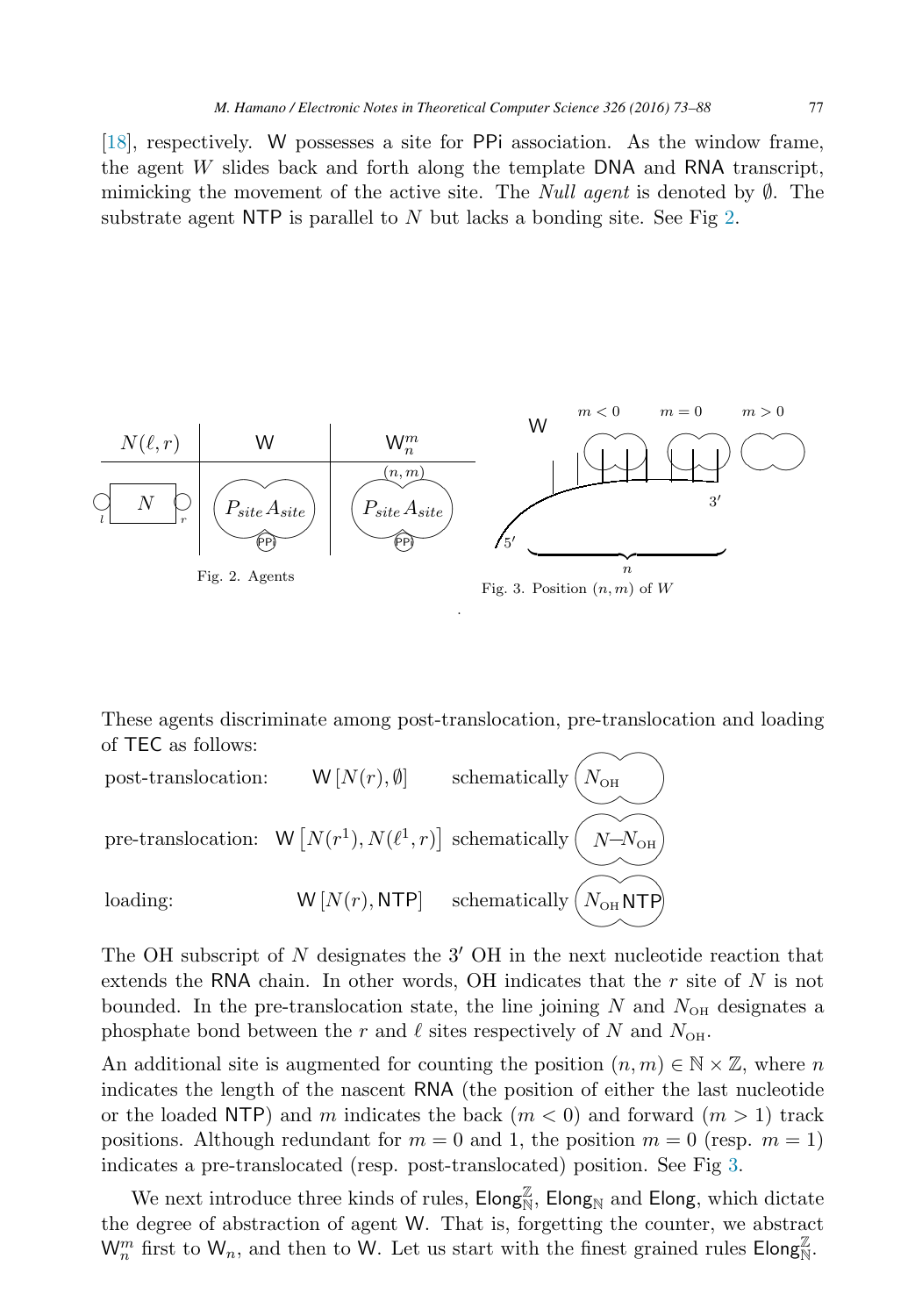[18], respectively. W possesses a site for PPi association. As the window frame, the agent $W$ slides back and forth along the template DNA and RNA transcript, mimicking the movement of the active site. The *Null agent* is denoted by $\emptyset$. The substrate agent NTP is parallel to $N$ but lacks a bonding site. See Fig 2.

Fig. 2. Agents

Fig. 3. Position $(n, m)$ of $W$

These agents discriminate among post-translocation, pre-translocation and loading of TEC as follows:

post-translocation: $\mathsf{W}\,[N(r), \emptyset]$ schematically $N_{\text{OH}}$

pre-translocation: $\mathsf{W}\left[N(r^1), N(\ell^1, r)\right]$ schematically $N$–$N_{\text{OH}}$

loading: $\mathsf{W}\,[N(r), \mathsf{NTP}]$ schematically $N_{\text{OH}}\,\mathsf{NTP}$

The OH subscript of $N$ designates the $3'$ OH in the next nucleotide reaction that extends the RNA chain. In other words, OH indicates that the $r$ site of $N$ is not bounded. In the pre-translocation state, the line joining $N$ and $N_{\text{OH}}$ designates a phosphate bond between the $r$ and $\ell$ sites respectively of $N$ and $N_{\text{OH}}$.

An additional site is augmented for counting the position $(n, m) \in \mathbb{N} \times \mathbb{Z}$, where $n$ indicates the length of the nascent RNA (the position of either the last nucleotide or the loaded NTP) and $m$ indicates the back ($m < 0$) and forward ($m > 1$) track positions. Although redundant for $m = 0$ and 1, the position $m = 0$ (resp. $m = 1$) indicates a pre-translocated (resp. post-translocated) position. See Fig 3.

We next introduce three kinds of rules, $\mathsf{Elong}^{\mathbb{Z}}_{\mathbb{N}}$, $\mathsf{Elong}_{\mathbb{N}}$ and $\mathsf{Elong}$, which dictate the degree of abstraction of agent W. That is, forgetting the counter, we abstract $\mathsf{W}^m_n$ first to $\mathsf{W}_n$, and then to W. Let us start with the finest grained rules $\mathsf{Elong}^{\mathbb{Z}}_{\mathbb{N}}$.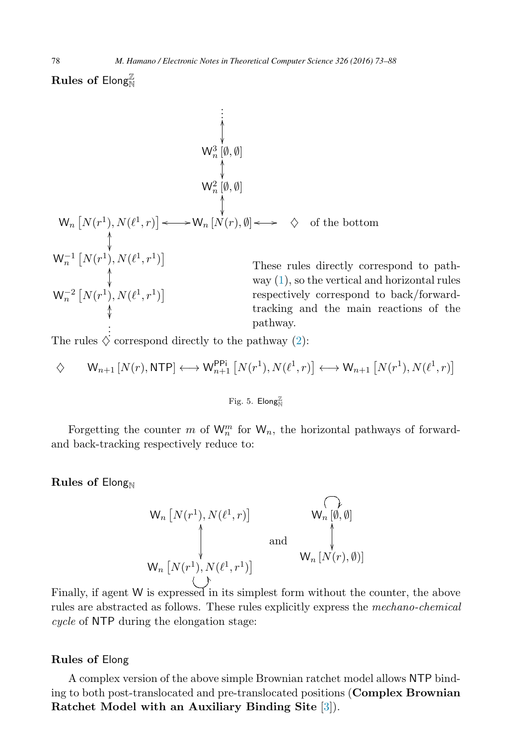**Rules of** $\mathsf{Elong}_{\mathbb{N}}^{\mathbb{Z}}$

$$
\begin{array}{ccc}
 & \vdots & \\
 & \updownarrow & \\
 & \mathsf{W}_n^3\,[\emptyset,\emptyset] & \\
 & \updownarrow & \\
 & \mathsf{W}_n^2\,[\emptyset,\emptyset] & \\
 & \updownarrow & \\
\mathsf{W}_n\left[N(r^1), N(\ell^1, r)\right] \longleftrightarrow & \mathsf{W}_n\,[N(r),\emptyset] \longleftrightarrow & \diamondsuit \quad \text{of the bottom} \\
\updownarrow & & \\
\mathsf{W}_n^{-1}\left[N(r^1), N(\ell^1, r^1)\right] & & \\
\updownarrow & & \\
\mathsf{W}_n^{-2}\left[N(r^1), N(\ell^1, r^1)\right] & & \\
\updownarrow & & \\
\vdots & &
\end{array}
$$

These rules directly correspond to pathway (1), so the vertical and horizontal rules respectively correspond to back/forward-tracking and the main reactions of the pathway.

The rules $\diamondsuit$ correspond directly to the pathway (2):

$$\diamondsuit \qquad \mathsf{W}_{n+1}\,[N(r), \mathsf{NTP}] \longleftrightarrow \mathsf{W}_{n+1}^{\mathsf{PPi}}\left[N(r^1), N(\ell^1, r)\right] \longleftrightarrow \mathsf{W}_{n+1}\left[N(r^1), N(\ell^1, r)\right]$$

Fig. 5. $\mathsf{Elong}_{\mathbb{N}}^{\mathbb{Z}}$

Forgetting the counter $m$ of $\mathsf{W}_n^m$ for $\mathsf{W}_n$, the horizontal pathways of forward- and back-tracking respectively reduce to:

**Rules of** $\mathsf{Elong}_{\mathbb{N}}$

$$
\begin{array}{ccc}
\mathsf{W}_n\left[N(r^1), N(\ell^1, r)\right] & & \mathsf{W}_n\,[\emptyset,\emptyset] \;\circlearrowright \\
\updownarrow & \text{and} & \updownarrow \\
\mathsf{W}_n\left[N(r^1), N(\ell^1, r^1)\right] \;\circlearrowright & & \mathsf{W}_n\,[N(r),\emptyset)]
\end{array}
$$

Finally, if agent $\mathsf{W}$ is expressed in its simplest form without the counter, the above rules are abstracted as follows. These rules explicitly express the *mechano-chemical cycle* of $\mathsf{NTP}$ during the elongation stage:

**Rules of** $\mathsf{Elong}$

A complex version of the above simple Brownian ratchet model allows $\mathsf{NTP}$ binding to both post-translocated and pre-translocated positions (**Complex Brownian Ratchet Model with an Auxiliary Binding Site** [3]).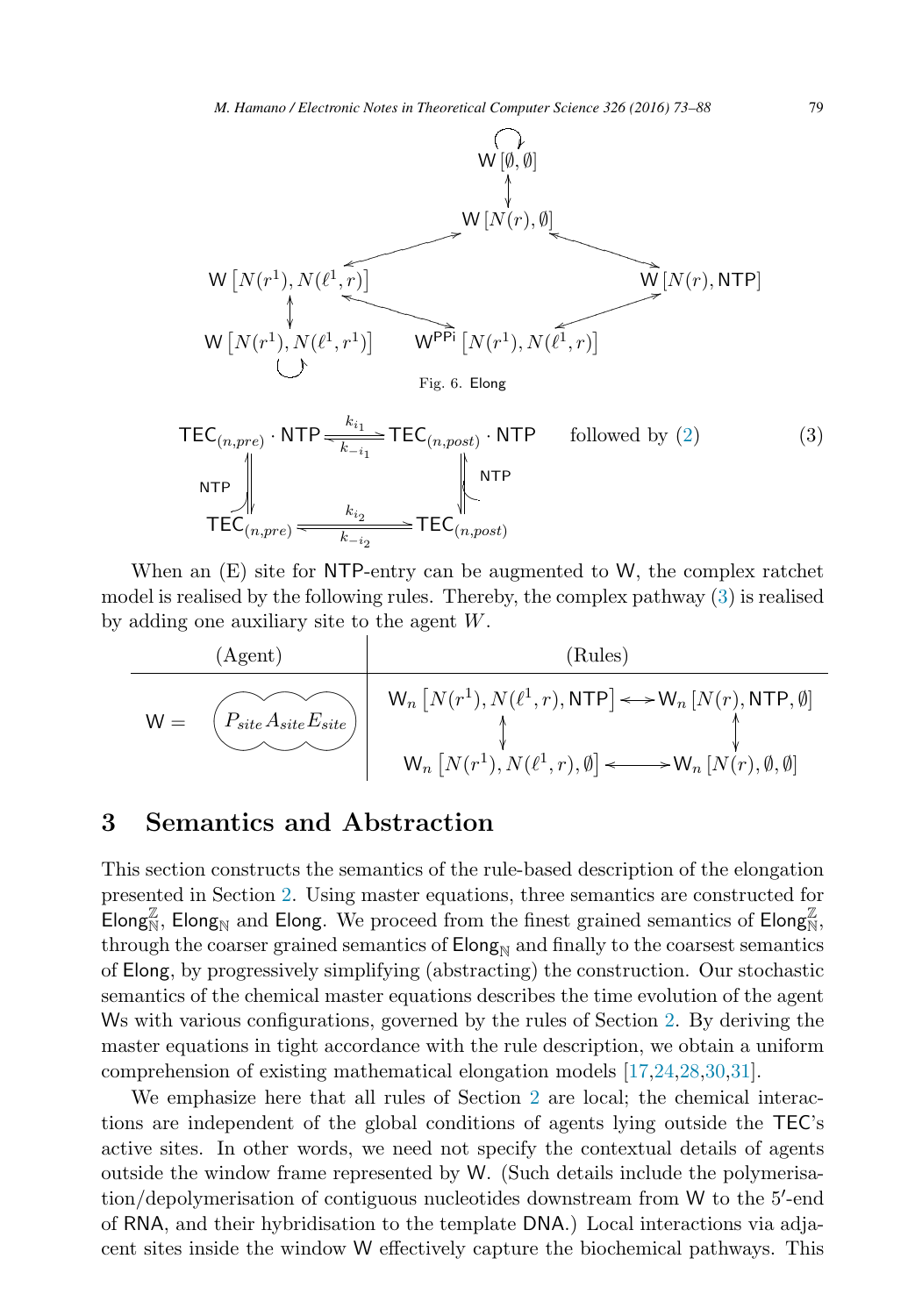$$\mathsf{W}\,[\emptyset,\emptyset] \circlearrowleft$$

$$\mathsf{W}\,[\emptyset,\emptyset] \longleftrightarrow \mathsf{W}\,[N(r),\emptyset]$$

$$\mathsf{W}\,[N(r),\emptyset] \longleftrightarrow \mathsf{W}\left[N(r^1), N(\ell^1, r)\right] \qquad \mathsf{W}\,[N(r),\emptyset] \longleftrightarrow \mathsf{W}\,[N(r), \mathsf{NTP}]$$

$$\mathsf{W}\left[N(r^1), N(\ell^1, r)\right] \longleftrightarrow \mathsf{W}\left[N(r^1), N(\ell^1, r^1)\right] \circlearrowleft$$

$$\mathsf{W}\left[N(r^1), N(\ell^1, r)\right] \longleftrightarrow \mathsf{W}^{\mathsf{PPi}}\left[N(r^1), N(\ell^1, r)\right] \longleftrightarrow \mathsf{W}\,[N(r), \mathsf{NTP}]$$

Fig. 6. Elong

$$\begin{array}{ccc} \mathsf{TEC}_{(n,pre)} \cdot \mathsf{NTP} & \underset{k_{-i_1}}{\overset{k_{i_1}}{\rightleftharpoons}} & \mathsf{TEC}_{(n,post)} \cdot \mathsf{NTP} \\ \mathsf{NTP} \Updownarrow & & \Updownarrow \mathsf{NTP} \\ \mathsf{TEC}_{(n,pre)} & \underset{k_{-i_2}}{\overset{k_{i_2}}{\rightleftharpoons}} & \mathsf{TEC}_{(n,post)} \end{array} \qquad \text{followed by (2)} \tag{3}$$

When an (E) site for NTP-entry can be augmented to W, the complex ratchet model is realised by the following rules. Thereby, the complex pathway (3) is realised by adding one auxiliary site to the agent $W$.

| (Agent) | (Rules) |
| --- | --- |
| $\mathsf{W} = (P_{site} A_{site} E_{site})$ | $\mathsf{W}_n\left[N(r^1), N(\ell^1, r), \mathsf{NTP}\right] \longleftrightarrow \mathsf{W}_n\,[N(r), \mathsf{NTP}, \emptyset]$ <br> $\updownarrow \qquad\qquad \updownarrow$ <br> $\mathsf{W}_n\left[N(r^1), N(\ell^1, r), \emptyset\right] \longleftrightarrow \mathsf{W}_n\,[N(r), \emptyset, \emptyset]$ |

# 3 Semantics and Abstraction

This section constructs the semantics of the rule-based description of the elongation presented in Section 2. Using master equations, three semantics are constructed for $\mathsf{Elong}^{\mathbb{Z}}_{\mathbb{N}}$, $\mathsf{Elong}_{\mathbb{N}}$ and Elong. We proceed from the finest grained semantics of $\mathsf{Elong}^{\mathbb{Z}}_{\mathbb{N}}$, through the coarser grained semantics of $\mathsf{Elong}_{\mathbb{N}}$ and finally to the coarsest semantics of Elong, by progressively simplifying (abstracting) the construction. Our stochastic semantics of the chemical master equations describes the time evolution of the agent Ws with various configurations, governed by the rules of Section 2. By deriving the master equations in tight accordance with the rule description, we obtain a uniform comprehension of existing mathematical elongation models [17,24,28,30,31].

We emphasize here that all rules of Section 2 are local; the chemical interactions are independent of the global conditions of agents lying outside the TEC's active sites. In other words, we need not specify the contextual details of agents outside the window frame represented by W. (Such details include the polymerisation/depolymerisation of contiguous nucleotides downstream from W to the 5′-end of RNA, and their hybridisation to the template DNA.) Local interactions via adjacent sites inside the window W effectively capture the biochemical pathways. This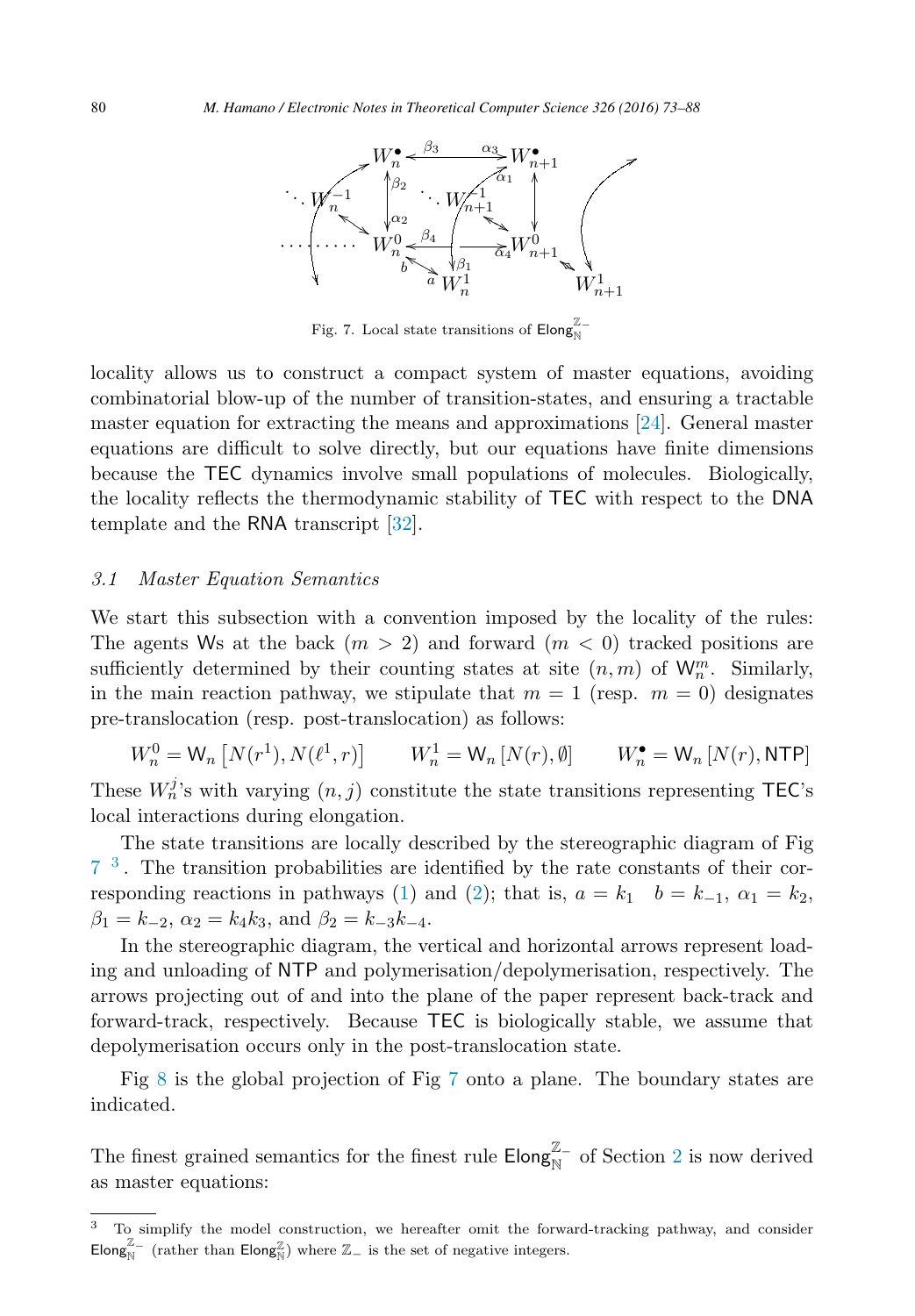Fig. 7. Local state transitions of $\mathsf{Elong}_{\mathbb{N}}^{\mathbb{Z}_-}$

locality allows us to construct a compact system of master equations, avoiding combinatorial blow-up of the number of transition-states, and ensuring a tractable master equation for extracting the means and approximations [24]. General master equations are difficult to solve directly, but our equations have finite dimensions because the TEC dynamics involve small populations of molecules. Biologically, the locality reflects the thermodynamic stability of TEC with respect to the DNA template and the RNA transcript [32].

### 3.1 Master Equation Semantics

We start this subsection with a convention imposed by the locality of the rules: The agents Ws at the back ($m > 2$) and forward ($m < 0$) tracked positions are sufficiently determined by their counting states at site $(n, m)$ of $\mathsf{W}_n^m$. Similarly, in the main reaction pathway, we stipulate that $m = 1$ (resp. $m = 0$) designates pre-translocation (resp. post-translocation) as follows:

$$W_n^0 = \mathsf{W}_n\left[N(r^1), N(\ell^1, r)\right] \qquad W_n^1 = \mathsf{W}_n\left[N(r), \emptyset\right] \qquad W_n^\bullet = \mathsf{W}_n\left[N(r), \mathsf{NTP}\right]$$

These $W_n^j$'s with varying $(n, j)$ constitute the state transitions representing TEC's local interactions during elongation.

The state transitions are locally described by the stereographic diagram of Fig 7 [3]. The transition probabilities are identified by the rate constants of their corresponding reactions in pathways (1) and (2); that is, $a = k_1$ $\;b = k_{-1}$, $\alpha_1 = k_2$, $\beta_1 = k_{-2}$, $\alpha_2 = k_4 k_3$, and $\beta_2 = k_{-3}k_{-4}$.

In the stereographic diagram, the vertical and horizontal arrows represent loading and unloading of NTP and polymerisation/depolymerisation, respectively. The arrows projecting out of and into the plane of the paper represent back-track and forward-track, respectively. Because TEC is biologically stable, we assume that depolymerisation occurs only in the post-translocation state.

Fig 8 is the global projection of Fig 7 onto a plane. The boundary states are indicated.

The finest grained semantics for the finest rule $\mathsf{Elong}_{\mathbb{N}}^{\mathbb{Z}_-}$ of Section 2 is now derived as master equations:

---

[3] To simplify the model construction, we hereafter omit the forward-tracking pathway, and consider $\mathsf{Elong}_{\mathbb{N}}^{\mathbb{Z}_-}$ (rather than $\mathsf{Elong}_{\mathbb{N}}^{\mathbb{Z}}$) where $\mathbb{Z}_-$ is the set of negative integers.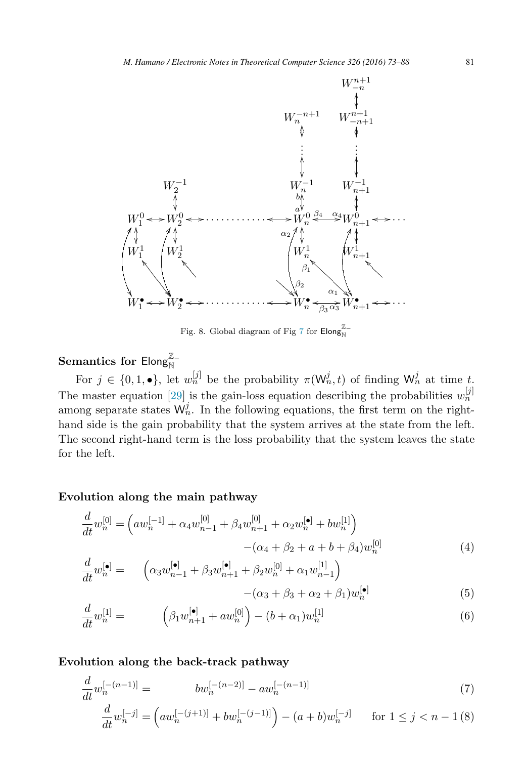Fig. 8. Global diagram of Fig 7 for $\mathsf{Elong}_{\mathbb{N}}^{\mathbb{Z}-}$

### Semantics for $\mathsf{Elong}_{\mathbb{N}}^{\mathbb{Z}-}$

For $j \in \{0, 1, \bullet\}$, let $w_n^{[j]}$ be the probability $\pi(\mathsf{W}_n^j, t)$ of finding $\mathsf{W}_n^j$ at time $t$. The master equation [29] is the gain-loss equation describing the probabilities $w_n^{[j]}$ among separate states $\mathsf{W}_n^j$. In the following equations, the first term on the right-hand side is the gain probability that the system arrives at the state from the left. The second right-hand term is the loss probability that the system leaves the state for the left.

**Evolution along the main pathway**

$$\frac{d}{dt} w_n^{[0]} = \left( a w_n^{[-1]} + \alpha_4 w_{n-1}^{[0]} + \beta_4 w_{n+1}^{[0]} + \alpha_2 w_n^{[\bullet]} + b w_n^{[1]} \right) - (\alpha_4 + \beta_2 + a + b + \beta_4) w_n^{[0]} \tag{4}$$

$$\frac{d}{dt} w_n^{[\bullet]} = \left( \alpha_3 w_{n-1}^{[\bullet]} + \beta_3 w_{n+1}^{[\bullet]} + \beta_2 w_n^{[0]} + \alpha_1 w_{n-1}^{[1]} \right) - (\alpha_3 + \beta_3 + \alpha_2 + \beta_1) w_n^{[\bullet]} \tag{5}$$

$$\frac{d}{dt} w_n^{[1]} = \left( \beta_1 w_{n+1}^{[\bullet]} + a w_n^{[0]} \right) - (b + \alpha_1) w_n^{[1]} \tag{6}$$

**Evolution along the back-track pathway**

$$\frac{d}{dt} w_n^{[-(n-1)]} = b w_n^{[-(n-2)]} - a w_n^{[-(n-1)]} \tag{7}$$

$$\frac{d}{dt} w_n^{[-j]} = \left( a w_n^{[-(j+1)]} + b w_n^{[-(j-1)]} \right) - (a + b) w_n^{[-j]} \qquad \text{for } 1 \leq j < n-1 \tag{8}$$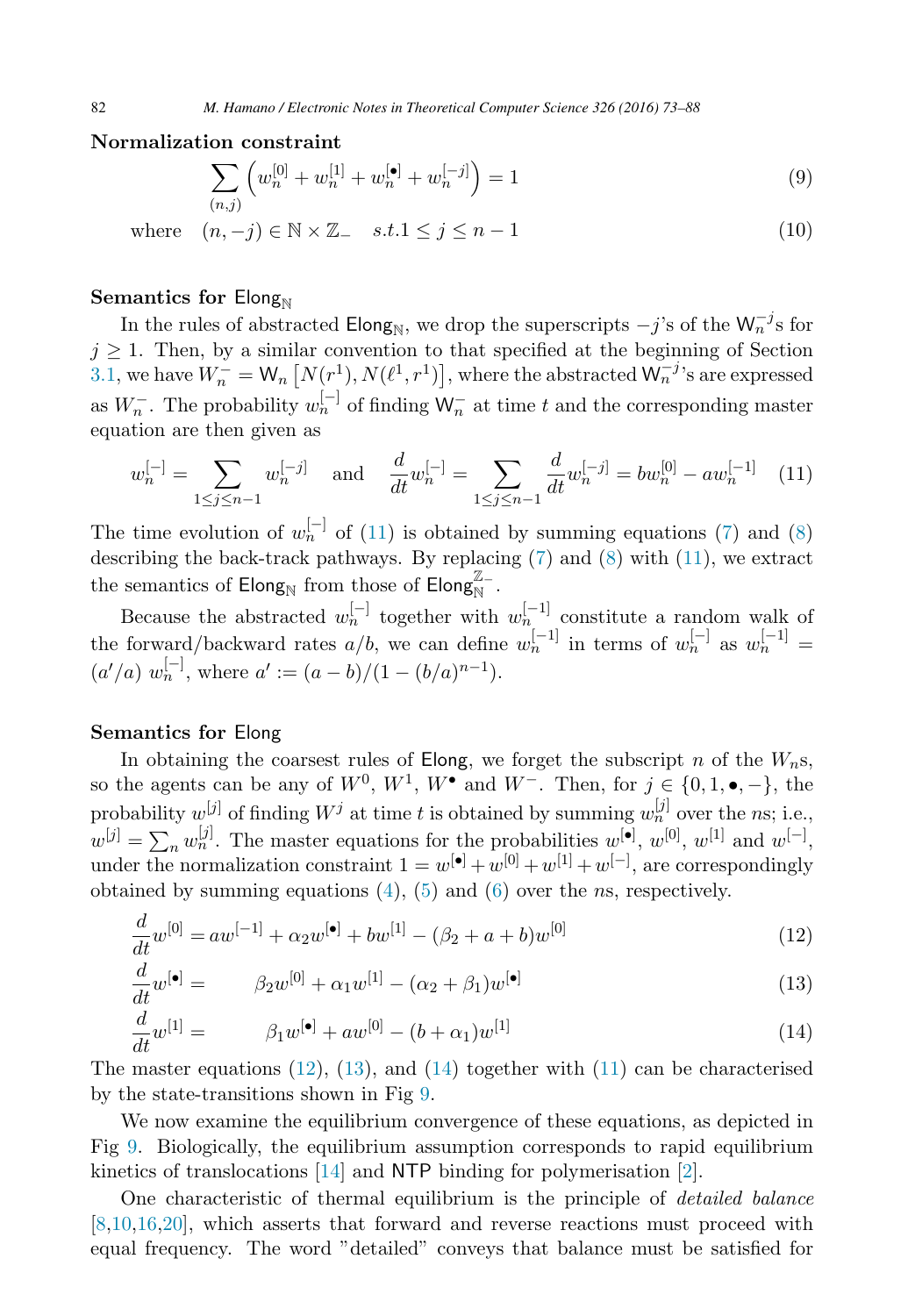**Normalization constraint**

$$\sum_{(n,j)} \left( w_n^{[0]} + w_n^{[1]} + w_n^{[\bullet]} + w_n^{[-j]} \right) = 1 \tag{9}$$

$$\text{where} \quad (n, -j) \in \mathbb{N} \times \mathbb{Z}_- \quad s.t. 1 \leq j \leq n-1 \tag{10}$$

**Semantics for $\mathsf{Elong}_{\mathbb{N}}$**

In the rules of abstracted $\mathsf{Elong}_{\mathbb{N}}$, we drop the superscripts $-j$'s of the $\mathsf{W}_n^{-j}$s for $j \geq 1$. Then, by a similar convention to that specified at the beginning of Section 3.1, we have $W_n^- = \mathsf{W}_n \left[ N(r^1), N(\ell^1, r^1) \right]$, where the abstracted $\mathsf{W}_n^{-j}$'s are expressed as $W_n^-$. The probability $w_n^{[-]}$ of finding $\mathsf{W}_n^-$ at time $t$ and the corresponding master equation are then given as

$$w_n^{[-]} = \sum_{1 \leq j \leq n-1} w_n^{[-j]} \quad \text{and} \quad \frac{d}{dt} w_n^{[-]} = \sum_{1 \leq j \leq n-1} \frac{d}{dt} w_n^{[-j]} = b w_n^{[0]} - a w_n^{[-1]} \tag{11}$$

The time evolution of $w_n^{[-]}$ of (11) is obtained by summing equations (7) and (8) describing the back-track pathways. By replacing (7) and (8) with (11), we extract the semantics of $\mathsf{Elong}_{\mathbb{N}}$ from those of $\mathsf{Elong}_{\mathbb{N}}^{\mathbb{Z}_-}$.

Because the abstracted $w_n^{[-]}$ together with $w_n^{[-1]}$ constitute a random walk of the forward/backward rates $a/b$, we can define $w_n^{[-1]}$ in terms of $w_n^{[-]}$ as $w_n^{[-1]} = (a'/a)\ w_n^{[-]}$, where $a' := (a-b)/(1-(b/a)^{n-1})$.

**Semantics for $\mathsf{Elong}$**

In obtaining the coarsest rules of $\mathsf{Elong}$, we forget the subscript $n$ of the $W_n$s, so the agents can be any of $W^0$, $W^1$, $W^\bullet$ and $W^-$. Then, for $j \in \{0, 1, \bullet, -\}$, the probability $w^{[j]}$ of finding $W^j$ at time $t$ is obtained by summing $w_n^{[j]}$ over the $n$s; i.e., $w^{[j]} = \sum_n w_n^{[j]}$. The master equations for the probabilities $w^{[\bullet]}$, $w^{[0]}$, $w^{[1]}$ and $w^{[-]}$, under the normalization constraint $1 = w^{[\bullet]} + w^{[0]} + w^{[1]} + w^{[-]}$, are correspondingly obtained by summing equations (4), (5) and (6) over the $n$s, respectively.

$$\frac{d}{dt} w^{[0]} = a w^{[-1]} + \alpha_2 w^{[\bullet]} + b w^{[1]} - (\beta_2 + a + b) w^{[0]} \tag{12}$$

$$\frac{d}{dt} w^{[\bullet]} = \beta_2 w^{[0]} + \alpha_1 w^{[1]} - (\alpha_2 + \beta_1) w^{[\bullet]} \tag{13}$$

$$\frac{d}{dt} w^{[1]} = \beta_1 w^{[\bullet]} + a w^{[0]} - (b + \alpha_1) w^{[1]} \tag{14}$$

The master equations (12), (13), and (14) together with (11) can be characterised by the state-transitions shown in Fig 9.

We now examine the equilibrium convergence of these equations, as depicted in Fig 9. Biologically, the equilibrium assumption corresponds to rapid equilibrium kinetics of translocations [14] and NTP binding for polymerisation [2].

One characteristic of thermal equilibrium is the principle of *detailed balance* [8,10,16,20], which asserts that forward and reverse reactions must proceed with equal frequency. The word "detailed" conveys that balance must be satisfied for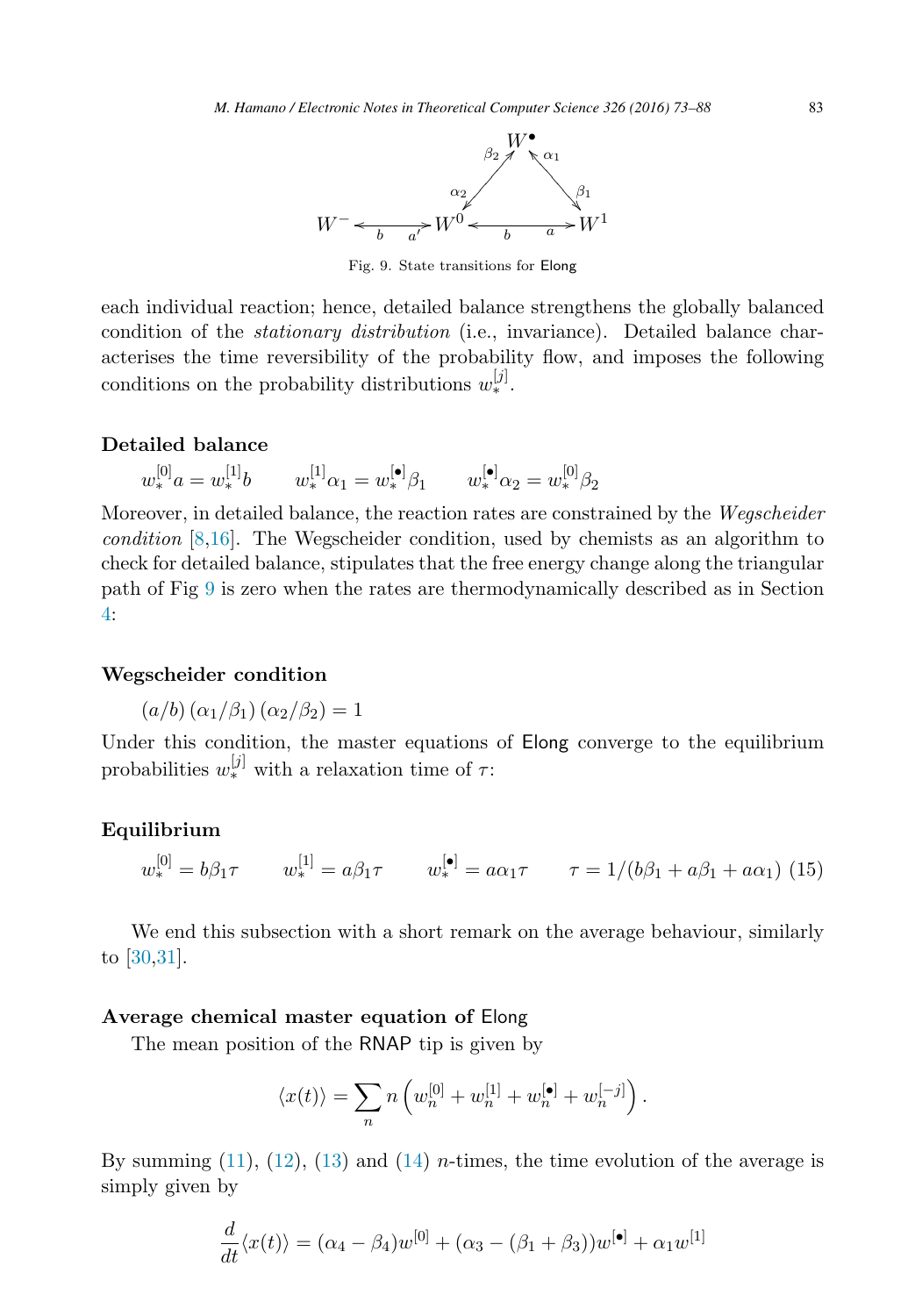Fig. 9. State transitions for Elong

each individual reaction; hence, detailed balance strengthens the globally balanced condition of the *stationary distribution* (i.e., invariance). Detailed balance characterises the time reversibility of the probability flow, and imposes the following conditions on the probability distributions $w_*^{[j]}$.

**Detailed balance**

$$w_*^{[0]} a = w_*^{[1]} b \qquad w_*^{[1]} \alpha_1 = w_*^{[\bullet]} \beta_1 \qquad w_*^{[\bullet]} \alpha_2 = w_*^{[0]} \beta_2$$

Moreover, in detailed balance, the reaction rates are constrained by the *Wegscheider condition* [8,16]. The Wegscheider condition, used by chemists as an algorithm to check for detailed balance, stipulates that the free energy change along the triangular path of Fig 9 is zero when the rates are thermodynamically described as in Section 4:

**Wegscheider condition**

$$(a/b)\,(\alpha_1/\beta_1)\,(\alpha_2/\beta_2) = 1$$

Under this condition, the master equations of Elong converge to the equilibrium probabilities $w_*^{[j]}$ with a relaxation time of $\tau$:

**Equilibrium**

$$w_*^{[0]} = b\beta_1\tau \qquad w_*^{[1]} = a\beta_1\tau \qquad w_*^{[\bullet]} = a\alpha_1\tau \qquad \tau = 1/(b\beta_1 + a\beta_1 + a\alpha_1) \quad (15)$$

We end this subsection with a short remark on the average behaviour, similarly to [30,31].

**Average chemical master equation of Elong**

The mean position of the RNAP tip is given by

$$\langle x(t)\rangle = \sum_n n\left(w_n^{[0]} + w_n^{[1]} + w_n^{[\bullet]} + w_n^{[-j]}\right).$$

By summing (11), (12), (13) and (14) $n$-times, the time evolution of the average is simply given by

$$\frac{d}{dt}\langle x(t)\rangle = (\alpha_4 - \beta_4)w^{[0]} + (\alpha_3 - (\beta_1 + \beta_3))w^{[\bullet]} + \alpha_1 w^{[1]}$$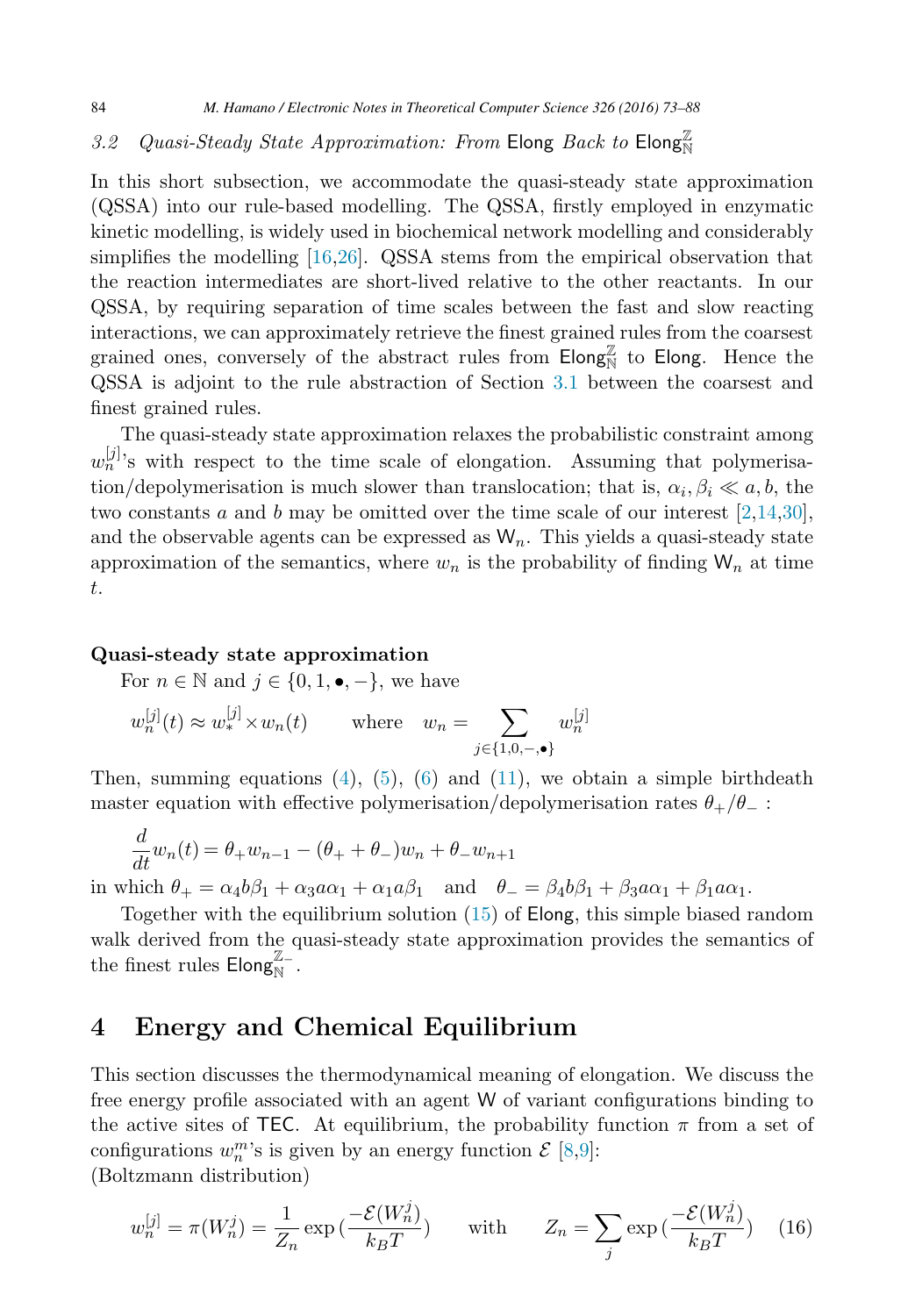### 3.2 Quasi-Steady State Approximation: From Elong Back to $\mathsf{Elong}^{\mathbb{Z}}_{\mathbb{N}}$

In this short subsection, we accommodate the quasi-steady state approximation (QSSA) into our rule-based modelling. The QSSA, firstly employed in enzymatic kinetic modelling, is widely used in biochemical network modelling and considerably simplifies the modelling [16,26]. QSSA stems from the empirical observation that the reaction intermediates are short-lived relative to the other reactants. In our QSSA, by requiring separation of time scales between the fast and slow reacting interactions, we can approximately retrieve the finest grained rules from the coarsest grained ones, conversely of the abstract rules from $\mathsf{Elong}^{\mathbb{Z}}_{\mathbb{N}}$ to Elong. Hence the QSSA is adjoint to the rule abstraction of Section 3.1 between the coarsest and finest grained rules.

The quasi-steady state approximation relaxes the probabilistic constraint among $w_n^{[j]}$'s with respect to the time scale of elongation. Assuming that polymerisation/depolymerisation is much slower than translocation; that is, $\alpha_i, \beta_i \ll a, b$, the two constants $a$ and $b$ may be omitted over the time scale of our interest [2,14,30], and the observable agents can be expressed as $\mathsf{W}_n$. This yields a quasi-steady state approximation of the semantics, where $w_n$ is the probability of finding $\mathsf{W}_n$ at time $t$.

**Quasi-steady state approximation**

For $n \in \mathbb{N}$ and $j \in \{0, 1, \bullet, -\}$, we have

$$w_n^{[j]}(t) \approx w_*^{[j]} \times w_n(t) \qquad \text{where} \quad w_n = \sum_{j \in \{1,0,-,\bullet\}} w_n^{[j]}$$

Then, summing equations (4), (5), (6) and (11), we obtain a simple birthdeath master equation with effective polymerisation/depolymerisation rates $\theta_+/\theta_-$ :

$$\frac{d}{dt} w_n(t) = \theta_+ w_{n-1} - (\theta_+ + \theta_-) w_n + \theta_- w_{n+1}$$

in which $\theta_+ = \alpha_4 b \beta_1 + \alpha_3 a \alpha_1 + \alpha_1 a \beta_1$ and $\theta_- = \beta_4 b \beta_1 + \beta_3 a \alpha_1 + \beta_1 a \alpha_1$.

Together with the equilibrium solution (15) of Elong, this simple biased random walk derived from the quasi-steady state approximation provides the semantics of the finest rules $\mathsf{Elong}^{\mathbb{Z}-}_{\mathbb{N}}$.

# 4 Energy and Chemical Equilibrium

This section discusses the thermodynamical meaning of elongation. We discuss the free energy profile associated with an agent W of variant configurations binding to the active sites of TEC. At equilibrium, the probability function $\pi$ from a set of configurations $w_n^m$'s is given by an energy function $\mathcal{E}$ [8,9]:
(Boltzmann distribution)

$$w_n^{[j]} = \pi(W_n^j) = \frac{1}{Z_n} \exp\left(\frac{-\mathcal{E}(W_n^j)}{k_B T}\right) \qquad \text{with} \qquad Z_n = \sum_j \exp\left(\frac{-\mathcal{E}(W_n^j)}{k_B T}\right) \tag{16}$$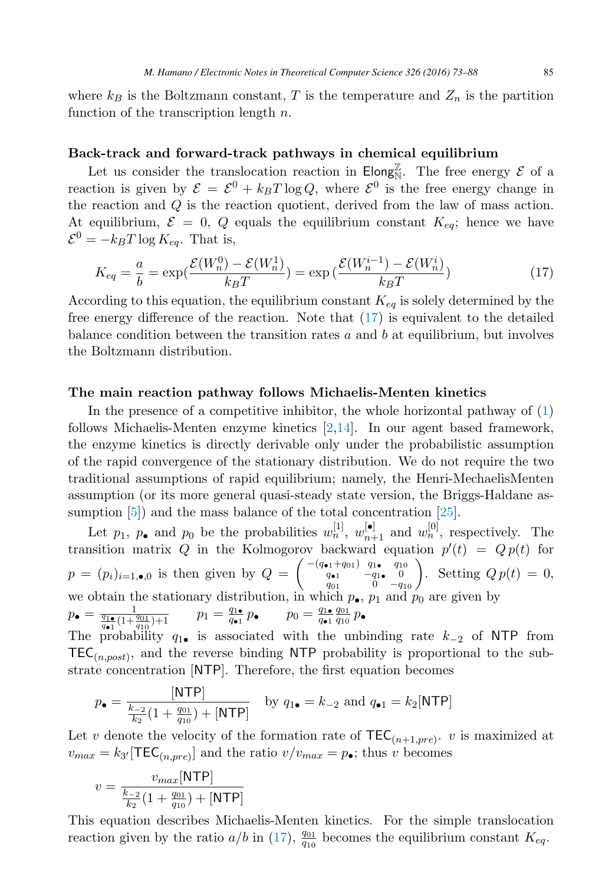where $k_B$ is the Boltzmann constant, $T$ is the temperature and $Z_n$ is the partition function of the transcription length $n$.

**Back-track and forward-track pathways in chemical equilibrium**

Let us consider the translocation reaction in $\mathsf{Elong}^{\mathbb{Z}}_{\mathbb{N}}$. The free energy $\mathcal{E}$ of a reaction is given by $\mathcal{E} = \mathcal{E}^0 + k_BT \log Q$, where $\mathcal{E}^0$ is the free energy change in the reaction and $Q$ is the reaction quotient, derived from the law of mass action. At equilibrium, $\mathcal{E} = 0$, $Q$ equals the equilibrium constant $K_{eq}$; hence we have $\mathcal{E}^0 = -k_BT \log K_{eq}$. That is,

$$K_{eq} = \frac{a}{b} = \exp\left(\frac{\mathcal{E}(W_n^0) - \mathcal{E}(W_n^1)}{k_BT}\right) = \exp\left(\frac{\mathcal{E}(W_n^{i-1}) - \mathcal{E}(W_n^i)}{k_BT}\right) \tag{17}$$

According to this equation, the equilibrium constant $K_{eq}$ is solely determined by the free energy difference of the reaction. Note that (17) is equivalent to the detailed balance condition between the transition rates $a$ and $b$ at equilibrium, but involves the Boltzmann distribution.

**The main reaction pathway follows Michaelis-Menten kinetics**

In the presence of a competitive inhibitor, the whole horizontal pathway of (1) follows Michaelis-Menten enzyme kinetics [2,14]. In our agent based framework, the enzyme kinetics is directly derivable only under the probabilistic assumption of the rapid convergence of the stationary distribution. We do not require the two traditional assumptions of rapid equilibrium; namely, the Henri-MechaelisMenten assumption (or its more general quasi-steady state version, the Briggs-Haldane assumption [5]) and the mass balance of the total concentration [25].

Let $p_1$, $p_\bullet$ and $p_0$ be the probabilities $w_n^{[1]}$, $w_{n+1}^{[\bullet]}$ and $w_n^{[0]}$, respectively. The transition matrix $Q$ in the Kolmogorov backward equation $p'(t) = Q\,p(t)$ for $p = (p_i)_{i=1,\bullet,0}$ is then given by $Q = \begin{pmatrix} -(q_{\bullet 1}+q_{01}) & q_{1\bullet} & q_{10} \\ q_{\bullet 1} & -q_{1\bullet} & 0 \\ q_{01} & 0 & -q_{10} \end{pmatrix}$. Setting $Q\,p(t) = 0$, we obtain the stationary distribution, in which $p_\bullet$, $p_1$ and $p_0$ are given by

$$p_\bullet = \frac{1}{\frac{q_{1\bullet}}{q_{\bullet 1}}(1+\frac{q_{01}}{q_{10}})+1} \qquad p_1 = \frac{q_{1\bullet}}{q_{\bullet 1}}\,p_\bullet \qquad p_0 = \frac{q_{1\bullet}}{q_{\bullet 1}}\frac{q_{01}}{q_{10}}\,p_\bullet$$

The probability $q_{1\bullet}$ is associated with the unbinding rate $k_{-2}$ of $\mathsf{NTP}$ from $\mathsf{TEC}_{(n,post)}$, and the reverse binding $\mathsf{NTP}$ probability is proportional to the substrate concentration $[\mathsf{NTP}]$. Therefore, the first equation becomes

$$p_\bullet = \frac{[\mathsf{NTP}]}{\frac{k_{-2}}{k_2}(1+\frac{q_{01}}{q_{10}}) + [\mathsf{NTP}]} \quad \text{by } q_{1\bullet} = k_{-2} \text{ and } q_{\bullet 1} = k_2[\mathsf{NTP}]$$

Let $v$ denote the velocity of the formation rate of $\mathsf{TEC}_{(n+1,pre)}$. $v$ is maximized at $v_{max} = k_{3'}[\mathsf{TEC}_{(n,pre)}]$ and the ratio $v/v_{max} = p_\bullet$; thus $v$ becomes

$$v = \frac{v_{max}[\mathsf{NTP}]}{\frac{k_{-2}}{k_2}(1+\frac{q_{01}}{q_{10}}) + [\mathsf{NTP}]}$$

This equation describes Michaelis-Menten kinetics. For the simple translocation reaction given by the ratio $a/b$ in (17), $\frac{q_{01}}{q_{10}}$ becomes the equilibrium constant $K_{eq}$.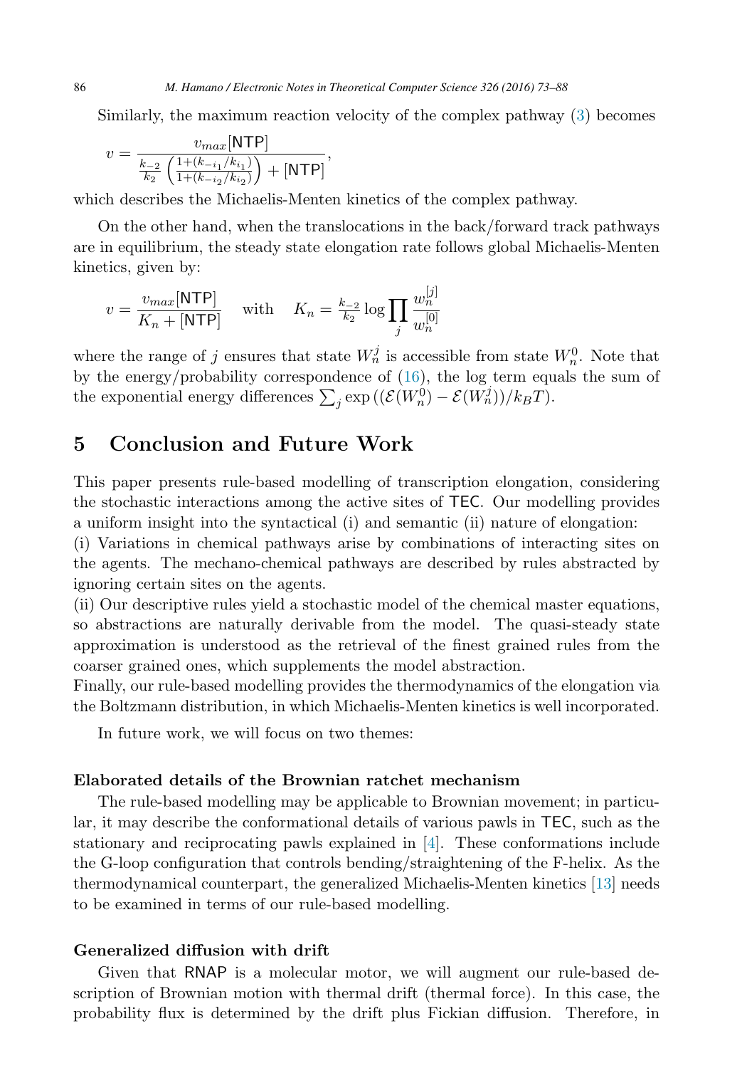Similarly, the maximum reaction velocity of the complex pathway (3) becomes

$$v = \frac{v_{max}[\mathsf{NTP}]}{\frac{k_{-2}}{k_2}\left(\frac{1+(k_{-i_1}/k_{i_1})}{1+(k_{-i_2}/k_{i_2})}\right) + [\mathsf{NTP}]},$$

which describes the Michaelis-Menten kinetics of the complex pathway.

On the other hand, when the translocations in the back/forward track pathways are in equilibrium, the steady state elongation rate follows global Michaelis-Menten kinetics, given by:

$$v = \frac{v_{max}[\mathsf{NTP}]}{K_n + [\mathsf{NTP}]} \quad \text{with} \quad K_n = \tfrac{k_{-2}}{k_2} \log \prod_j \frac{w_n^{[j]}}{w_n^{[0]}}$$

where the range of $j$ ensures that state $W_n^j$ is accessible from state $W_n^0$. Note that by the energy/probability correspondence of (16), the log term equals the sum of the exponential energy differences $\sum_j \exp\left((\mathcal{E}(W_n^0) - \mathcal{E}(W_n^j))/k_B T\right)$.

## 5 Conclusion and Future Work

This paper presents rule-based modelling of transcription elongation, considering the stochastic interactions among the active sites of TEC. Our modelling provides a uniform insight into the syntactical (i) and semantic (ii) nature of elongation:

(i) Variations in chemical pathways arise by combinations of interacting sites on the agents. The mechano-chemical pathways are described by rules abstracted by ignoring certain sites on the agents.

(ii) Our descriptive rules yield a stochastic model of the chemical master equations, so abstractions are naturally derivable from the model. The quasi-steady state approximation is understood as the retrieval of the finest grained rules from the coarser grained ones, which supplements the model abstraction.

Finally, our rule-based modelling provides the thermodynamics of the elongation via the Boltzmann distribution, in which Michaelis-Menten kinetics is well incorporated.

In future work, we will focus on two themes:

**Elaborated details of the Brownian ratchet mechanism**

The rule-based modelling may be applicable to Brownian movement; in particular, it may describe the conformational details of various pawls in TEC, such as the stationary and reciprocating pawls explained in [4]. These conformations include the G-loop configuration that controls bending/straightening of the F-helix. As the thermodynamical counterpart, the generalized Michaelis-Menten kinetics [13] needs to be examined in terms of our rule-based modelling.

**Generalized diffusion with drift**

Given that RNAP is a molecular motor, we will augment our rule-based description of Brownian motion with thermal drift (thermal force). In this case, the probability flux is determined by the drift plus Fickian diffusion. Therefore, in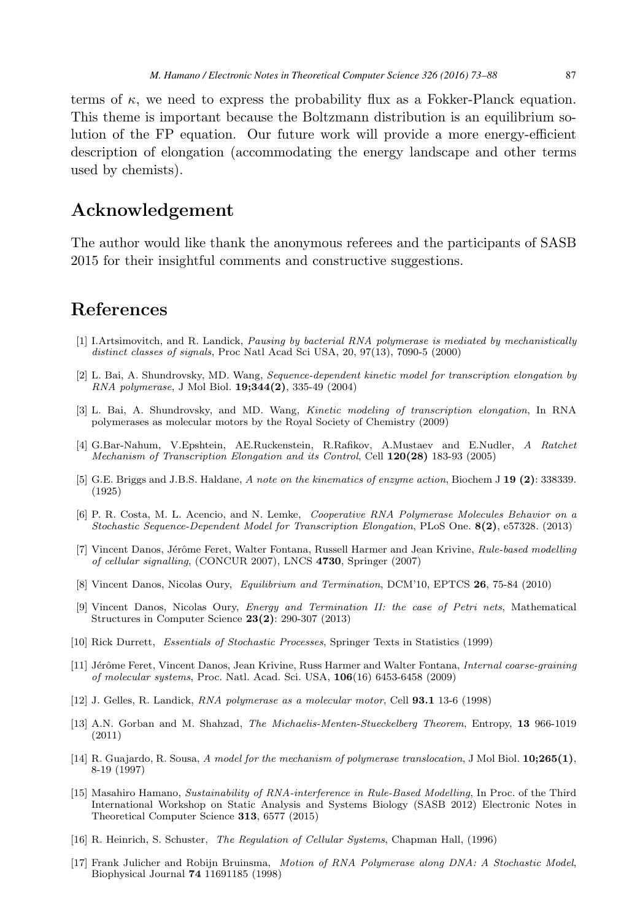terms of $\kappa$, we need to express the probability flux as a Fokker-Planck equation. This theme is important because the Boltzmann distribution is an equilibrium solution of the FP equation. Our future work will provide a more energy-efficient description of elongation (accommodating the energy landscape and other terms used by chemists).

## Acknowledgement

The author would like thank the anonymous referees and the participants of SASB 2015 for their insightful comments and constructive suggestions.

## References

[1] I.Artsimovitch, and R. Landick, *Pausing by bacterial RNA polymerase is mediated by mechanistically distinct classes of signals*, Proc Natl Acad Sci USA, 20, 97(13), 7090-5 (2000)

[2] L. Bai, A. Shundrovsky, MD. Wang, *Sequence-dependent kinetic model for transcription elongation by RNA polymerase*, J Mol Biol. **19;344(2)**, 335-49 (2004)

[3] L. Bai, A. Shundrovsky, and MD. Wang, *Kinetic modeling of transcription elongation*, In RNA polymerases as molecular motors by the Royal Society of Chemistry (2009)

[4] G.Bar-Nahum, V.Epshtein, AE.Ruckenstein, R.Rafikov, A.Mustaev and E.Nudler, *A Ratchet Mechanism of Transcription Elongation and its Control*, Cell **120(28)** 183-93 (2005)

[5] G.E. Briggs and J.B.S. Haldane, *A note on the kinematics of enzyme action*, Biochem J **19 (2)**: 338339. (1925)

[6] P. R. Costa, M. L. Acencio, and N. Lemke, *Cooperative RNA Polymerase Molecules Behavior on a Stochastic Sequence-Dependent Model for Transcription Elongation*, PLoS One. **8(2)**, e57328. (2013)

[7] Vincent Danos, Jérôme Feret, Walter Fontana, Russell Harmer and Jean Krivine, *Rule-based modelling of cellular signalling*, (CONCUR 2007), LNCS **4730**, Springer (2007)

[8] Vincent Danos, Nicolas Oury, *Equilibrium and Termination*, DCM'10, EPTCS **26**, 75-84 (2010)

[9] Vincent Danos, Nicolas Oury, *Energy and Termination II: the case of Petri nets*, Mathematical Structures in Computer Science **23(2)**: 290-307 (2013)

[10] Rick Durrett, *Essentials of Stochastic Processes*, Springer Texts in Statistics (1999)

[11] Jérôme Feret, Vincent Danos, Jean Krivine, Russ Harmer and Walter Fontana, *Internal coarse-graining of molecular systems*, Proc. Natl. Acad. Sci. USA, **106**(16) 6453-6458 (2009)

[12] J. Gelles, R. Landick, *RNA polymerase as a molecular motor*, Cell **93.1** 13-6 (1998)

[13] A.N. Gorban and M. Shahzad, *The Michaelis-Menten-Stueckelberg Theorem*, Entropy, **13** 966-1019 (2011)

[14] R. Guajardo, R. Sousa, *A model for the mechanism of polymerase translocation*, J Mol Biol. **10;265(1)**, 8-19 (1997)

[15] Masahiro Hamano, *Sustainability of RNA-interference in Rule-Based Modelling*, In Proc. of the Third International Workshop on Static Analysis and Systems Biology (SASB 2012) Electronic Notes in Theoretical Computer Science **313**, 6577 (2015)

[16] R. Heinrich, S. Schuster, *The Regulation of Cellular Systems*, Chapman Hall, (1996)

[17] Frank Julicher and Robijn Bruinsma, *Motion of RNA Polymerase along DNA: A Stochastic Model*, Biophysical Journal **74** 11691185 (1998)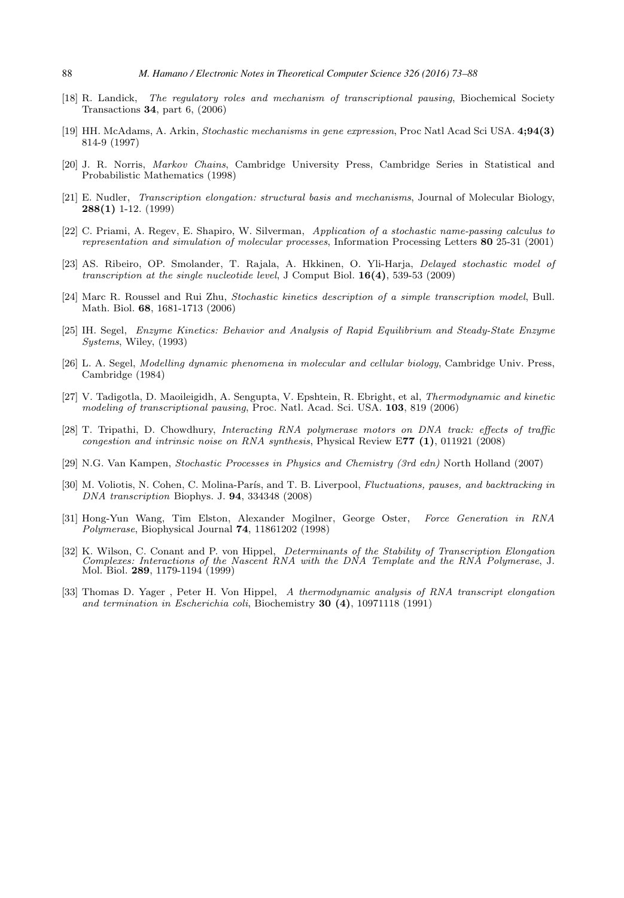[18] R. Landick, *The regulatory roles and mechanism of transcriptional pausing*, Biochemical Society Transactions **34**, part 6, (2006)

[19] HH. McAdams, A. Arkin, *Stochastic mechanisms in gene expression*, Proc Natl Acad Sci USA. **4;94(3)** 814-9 (1997)

[20] J. R. Norris, *Markov Chains*, Cambridge University Press, Cambridge Series in Statistical and Probabilistic Mathematics (1998)

[21] E. Nudler, *Transcription elongation: structural basis and mechanisms*, Journal of Molecular Biology, **288(1)** 1-12. (1999)

[22] C. Priami, A. Regev, E. Shapiro, W. Silverman, *Application of a stochastic name-passing calculus to representation and simulation of molecular processes*, Information Processing Letters **80** 25-31 (2001)

[23] AS. Ribeiro, OP. Smolander, T. Rajala, A. Hkkinen, O. Yli-Harja, *Delayed stochastic model of transcription at the single nucleotide level*, J Comput Biol. **16(4)**, 539-53 (2009)

[24] Marc R. Roussel and Rui Zhu, *Stochastic kinetics description of a simple transcription model*, Bull. Math. Biol. **68**, 1681-1713 (2006)

[25] IH. Segel, *Enzyme Kinetics: Behavior and Analysis of Rapid Equilibrium and Steady-State Enzyme Systems*, Wiley, (1993)

[26] L. A. Segel, *Modelling dynamic phenomena in molecular and cellular biology*, Cambridge Univ. Press, Cambridge (1984)

[27] V. Tadigotla, D. Maoileigidh, A. Sengupta, V. Epshtein, R. Ebright, et al, *Thermodynamic and kinetic modeling of transcriptional pausing*, Proc. Natl. Acad. Sci. USA. **103**, 819 (2006)

[28] T. Tripathi, D. Chowdhury, *Interacting RNA polymerase motors on DNA track: effects of traffic congestion and intrinsic noise on RNA synthesis*, Physical Review E**77 (1)**, 011921 (2008)

[29] N.G. Van Kampen, *Stochastic Processes in Physics and Chemistry (3rd edn)* North Holland (2007)

[30] M. Voliotis, N. Cohen, C. Molina-París, and T. B. Liverpool, *Fluctuations, pauses, and backtracking in DNA transcription* Biophys. J. **94**, 334348 (2008)

[31] Hong-Yun Wang, Tim Elston, Alexander Mogilner, George Oster, *Force Generation in RNA Polymerase*, Biophysical Journal **74**, 11861202 (1998)

[32] K. Wilson, C. Conant and P. von Hippel, *Determinants of the Stability of Transcription Elongation Complexes: Interactions of the Nascent RNA with the DNA Template and the RNA Polymerase*, J. Mol. Biol. **289**, 1179-1194 (1999)

[33] Thomas D. Yager , Peter H. Von Hippel, *A thermodynamic analysis of RNA transcript elongation and termination in Escherichia coli*, Biochemistry **30 (4)**, 10971118 (1991)